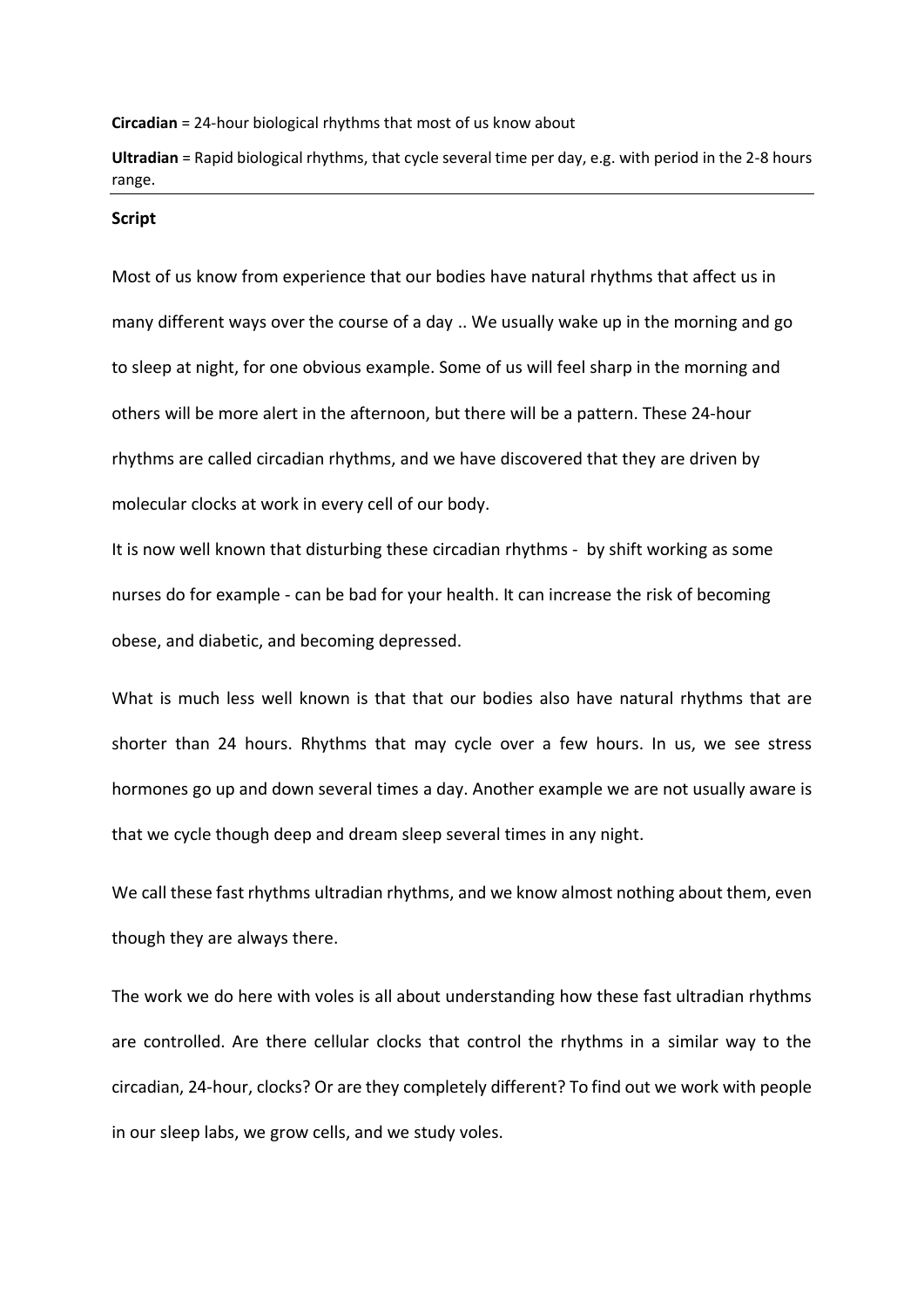**Circadian** = 24-hour biological rhythms that most of us know about

**Ultradian** = Rapid biological rhythms, that cycle several time per day, e.g. with period in the 2-8 hours range.

---

**Script**

Most of us know from experience that our bodies have natural rhythms that affect us in many different ways over the course of a day .. We usually wake up in the morning and go to sleep at night, for one obvious example. Some of us will feel sharp in the morning and others will be more alert in the afternoon, but there will be a pattern. These 24-hour rhythms are called circadian rhythms, and we have discovered that they are driven by molecular clocks at work in every cell of our body.

It is now well known that disturbing these circadian rhythms - by shift working as some nurses do for example - can be bad for your health. It can increase the risk of becoming obese, and diabetic, and becoming depressed.

What is much less well known is that that our bodies also have natural rhythms that are shorter than 24 hours. Rhythms that may cycle over a few hours. In us, we see stress hormones go up and down several times a day. Another example we are not usually aware is that we cycle though deep and dream sleep several times in any night.

We call these fast rhythms ultradian rhythms, and we know almost nothing about them, even though they are always there.

The work we do here with voles is all about understanding how these fast ultradian rhythms are controlled. Are there cellular clocks that control the rhythms in a similar way to the circadian, 24-hour, clocks? Or are they completely different? To find out we work with people in our sleep labs, we grow cells, and we study voles.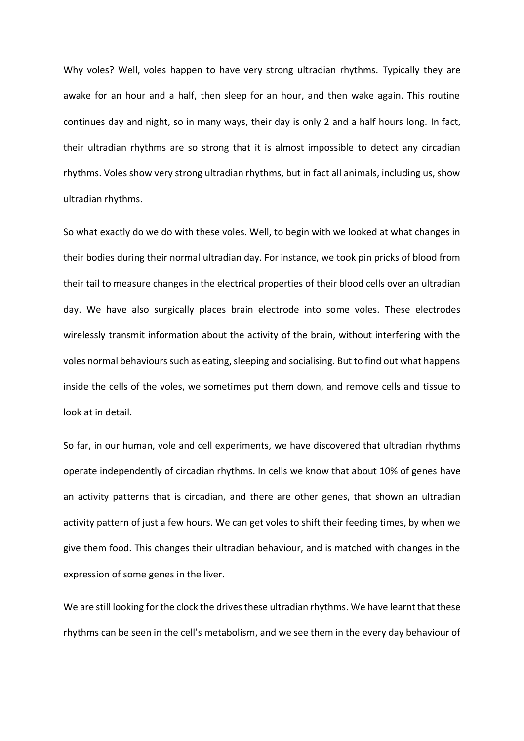Why voles? Well, voles happen to have very strong ultradian rhythms. Typically they are awake for an hour and a half, then sleep for an hour, and then wake again. This routine continues day and night, so in many ways, their day is only 2 and a half hours long. In fact, their ultradian rhythms are so strong that it is almost impossible to detect any circadian rhythms. Voles show very strong ultradian rhythms, but in fact all animals, including us, show ultradian rhythms.

So what exactly do we do with these voles. Well, to begin with we looked at what changes in their bodies during their normal ultradian day. For instance, we took pin pricks of blood from their tail to measure changes in the electrical properties of their blood cells over an ultradian day. We have also surgically places brain electrode into some voles. These electrodes wirelessly transmit information about the activity of the brain, without interfering with the voles normal behaviours such as eating, sleeping and socialising. But to find out what happens inside the cells of the voles, we sometimes put them down, and remove cells and tissue to look at in detail.

So far, in our human, vole and cell experiments, we have discovered that ultradian rhythms operate independently of circadian rhythms. In cells we know that about 10% of genes have an activity patterns that is circadian, and there are other genes, that shown an ultradian activity pattern of just a few hours. We can get voles to shift their feeding times, by when we give them food. This changes their ultradian behaviour, and is matched with changes in the expression of some genes in the liver.

We are still looking for the clock the drives these ultradian rhythms. We have learnt that these rhythms can be seen in the cell's metabolism, and we see them in the every day behaviour of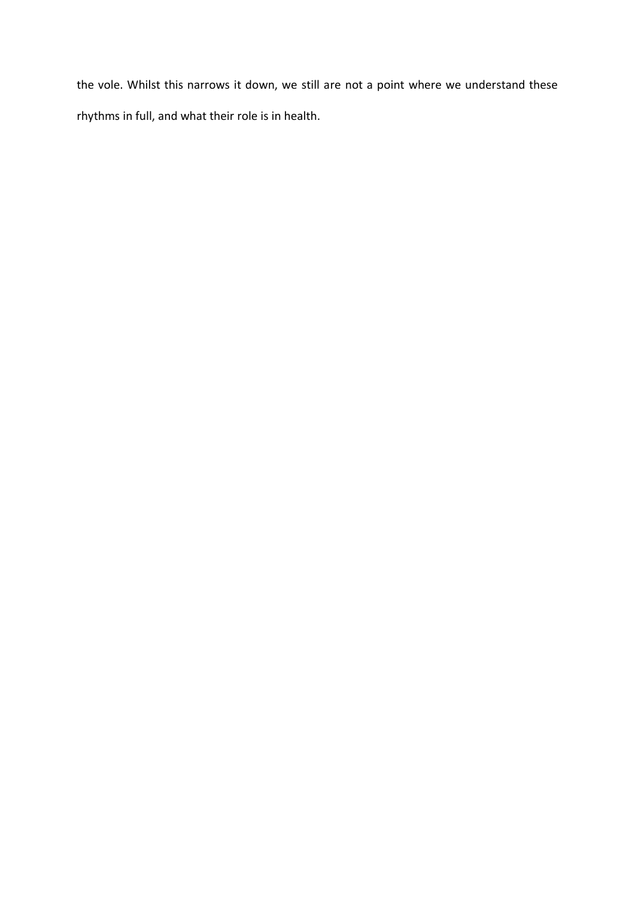the vole. Whilst this narrows it down, we still are not a point where we understand these rhythms in full, and what their role is in health.